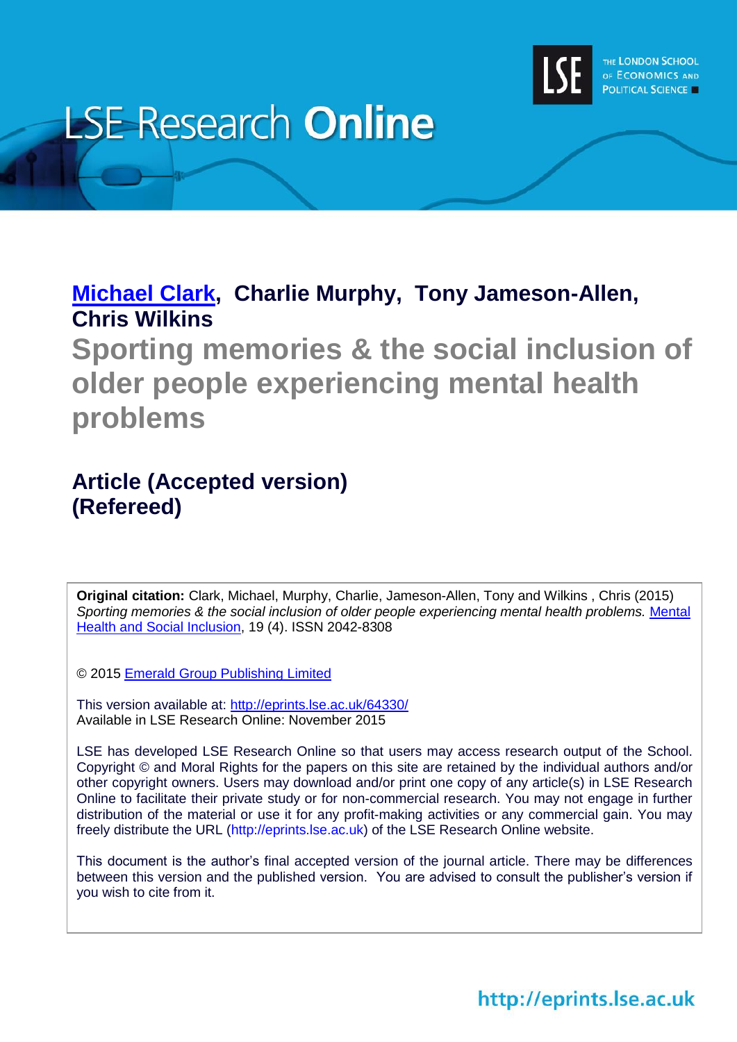LSE Research Online

**Michael Clark, Charlie Murphy, Tony Jameson-Allen, Chris Wilkins**

# Sporting memories & the social inclusion of older people experiencing mental health problems

## Article (Accepted version) (Refereed)

**Original citation:** Clark, Michael, Murphy, Charlie, Jameson-Allen, Tony and Wilkins , Chris (2015) *Sporting memories & the social inclusion of older people experiencing mental health problems.* Mental Health and Social Inclusion, 19 (4). ISSN 2042-8308

© 2015 Emerald Group Publishing Limited

This version available at: http://eprints.lse.ac.uk/64330/
Available in LSE Research Online: November 2015

LSE has developed LSE Research Online so that users may access research output of the School. Copyright © and Moral Rights for the papers on this site are retained by the individual authors and/or other copyright owners. Users may download and/or print one copy of any article(s) in LSE Research Online to facilitate their private study or for non-commercial research. You may not engage in further distribution of the material or use it for any profit-making activities or any commercial gain. You may freely distribute the URL (http://eprints.lse.ac.uk) of the LSE Research Online website.

This document is the author's final accepted version of the journal article. There may be differences between this version and the published version. You are advised to consult the publisher's version if you wish to cite from it.

http://eprints.lse.ac.uk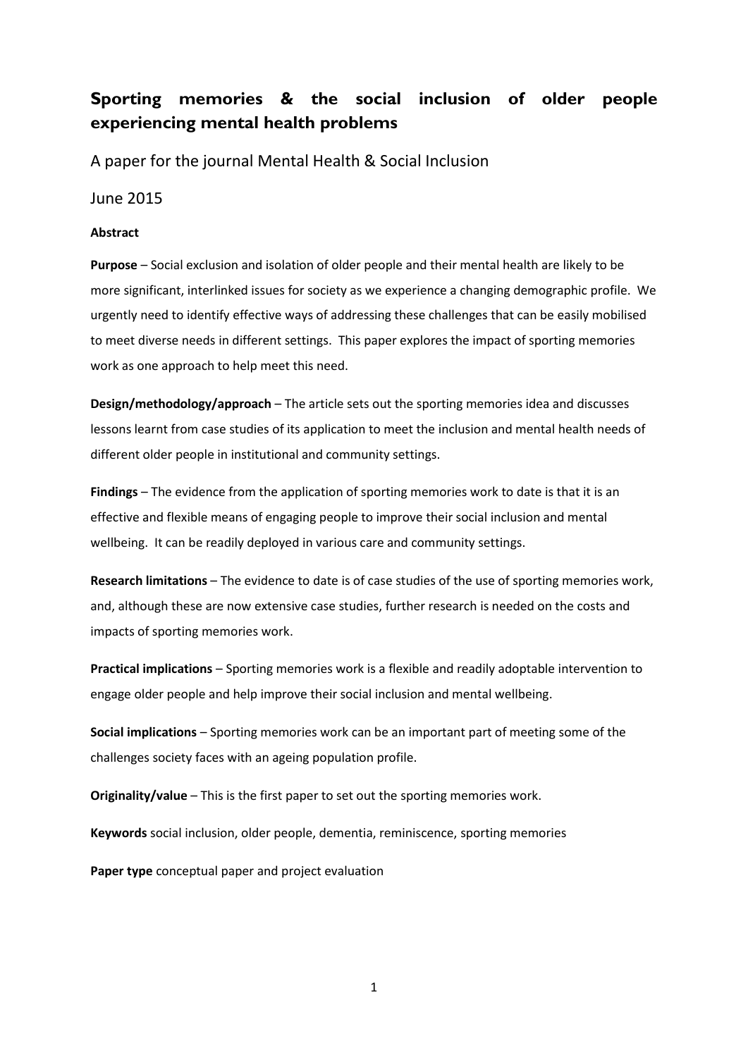# Sporting memories & the social inclusion of older people experiencing mental health problems

A paper for the journal Mental Health & Social Inclusion

June 2015

**Abstract**

**Purpose** – Social exclusion and isolation of older people and their mental health are likely to be more significant, interlinked issues for society as we experience a changing demographic profile. We urgently need to identify effective ways of addressing these challenges that can be easily mobilised to meet diverse needs in different settings. This paper explores the impact of sporting memories work as one approach to help meet this need.

**Design/methodology/approach** – The article sets out the sporting memories idea and discusses lessons learnt from case studies of its application to meet the inclusion and mental health needs of different older people in institutional and community settings.

**Findings** – The evidence from the application of sporting memories work to date is that it is an effective and flexible means of engaging people to improve their social inclusion and mental wellbeing. It can be readily deployed in various care and community settings.

**Research limitations** – The evidence to date is of case studies of the use of sporting memories work, and, although these are now extensive case studies, further research is needed on the costs and impacts of sporting memories work.

**Practical implications** – Sporting memories work is a flexible and readily adoptable intervention to engage older people and help improve their social inclusion and mental wellbeing.

**Social implications** – Sporting memories work can be an important part of meeting some of the challenges society faces with an ageing population profile.

**Originality/value** – This is the first paper to set out the sporting memories work.

**Keywords** social inclusion, older people, dementia, reminiscence, sporting memories

**Paper type** conceptual paper and project evaluation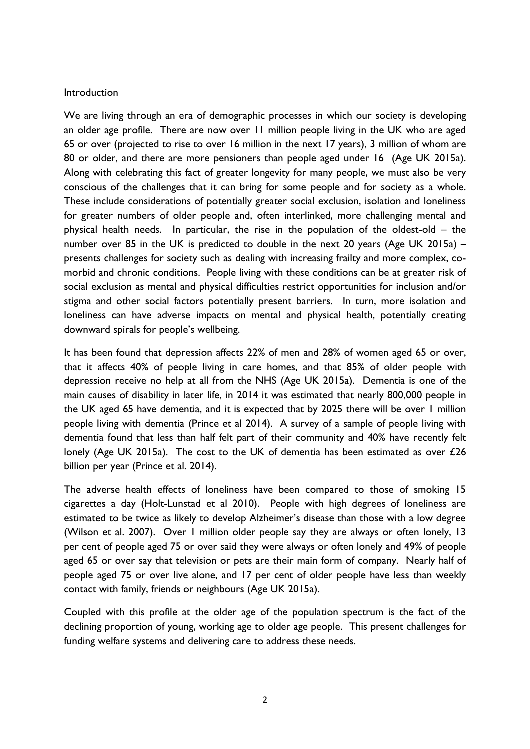Introduction

We are living through an era of demographic processes in which our society is developing an older age profile. There are now over 11 million people living in the UK who are aged 65 or over (projected to rise to over 16 million in the next 17 years), 3 million of whom are 80 or older, and there are more pensioners than people aged under 16 (Age UK 2015a). Along with celebrating this fact of greater longevity for many people, we must also be very conscious of the challenges that it can bring for some people and for society as a whole. These include considerations of potentially greater social exclusion, isolation and loneliness for greater numbers of older people and, often interlinked, more challenging mental and physical health needs. In particular, the rise in the population of the oldest-old – the number over 85 in the UK is predicted to double in the next 20 years (Age UK 2015a) – presents challenges for society such as dealing with increasing frailty and more complex, co-morbid and chronic conditions. People living with these conditions can be at greater risk of social exclusion as mental and physical difficulties restrict opportunities for inclusion and/or stigma and other social factors potentially present barriers. In turn, more isolation and loneliness can have adverse impacts on mental and physical health, potentially creating downward spirals for people's wellbeing.

It has been found that depression affects 22% of men and 28% of women aged 65 or over, that it affects 40% of people living in care homes, and that 85% of older people with depression receive no help at all from the NHS (Age UK 2015a). Dementia is one of the main causes of disability in later life, in 2014 it was estimated that nearly 800,000 people in the UK aged 65 have dementia, and it is expected that by 2025 there will be over 1 million people living with dementia (Prince et al 2014). A survey of a sample of people living with dementia found that less than half felt part of their community and 40% have recently felt lonely (Age UK 2015a). The cost to the UK of dementia has been estimated as over £26 billion per year (Prince et al. 2014).

The adverse health effects of loneliness have been compared to those of smoking 15 cigarettes a day (Holt-Lunstad et al 2010). People with high degrees of loneliness are estimated to be twice as likely to develop Alzheimer's disease than those with a low degree (Wilson et al. 2007). Over 1 million older people say they are always or often lonely, 13 per cent of people aged 75 or over said they were always or often lonely and 49% of people aged 65 or over say that television or pets are their main form of company. Nearly half of people aged 75 or over live alone, and 17 per cent of older people have less than weekly contact with family, friends or neighbours (Age UK 2015a).

Coupled with this profile at the older age of the population spectrum is the fact of the declining proportion of young, working age to older age people. This present challenges for funding welfare systems and delivering care to address these needs.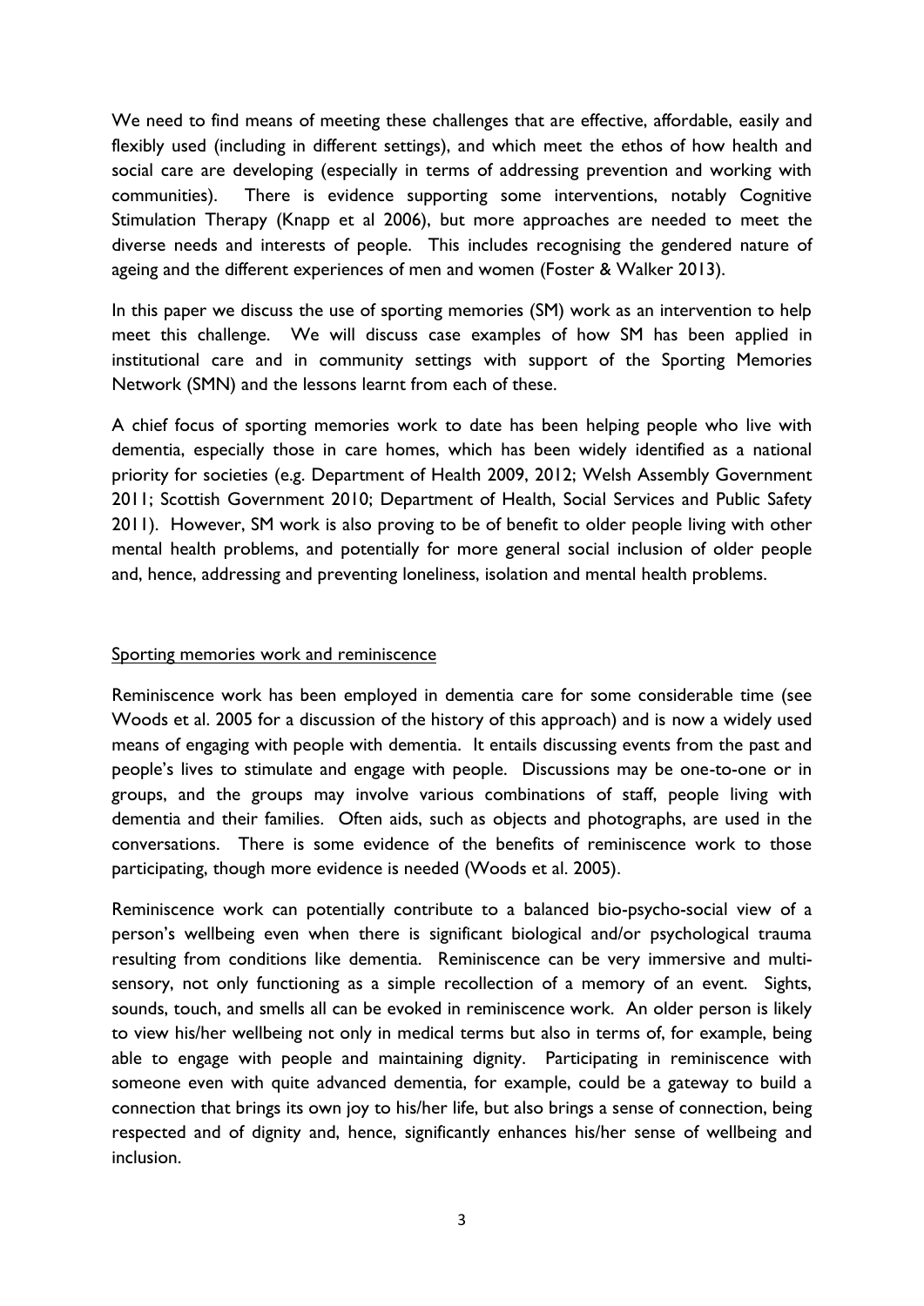We need to find means of meeting these challenges that are effective, affordable, easily and flexibly used (including in different settings), and which meet the ethos of how health and social care are developing (especially in terms of addressing prevention and working with communities). There is evidence supporting some interventions, notably Cognitive Stimulation Therapy (Knapp et al 2006), but more approaches are needed to meet the diverse needs and interests of people. This includes recognising the gendered nature of ageing and the different experiences of men and women (Foster & Walker 2013).

In this paper we discuss the use of sporting memories (SM) work as an intervention to help meet this challenge. We will discuss case examples of how SM has been applied in institutional care and in community settings with support of the Sporting Memories Network (SMN) and the lessons learnt from each of these.

A chief focus of sporting memories work to date has been helping people who live with dementia, especially those in care homes, which has been widely identified as a national priority for societies (e.g. Department of Health 2009, 2012; Welsh Assembly Government 2011; Scottish Government 2010; Department of Health, Social Services and Public Safety 2011). However, SM work is also proving to be of benefit to older people living with other mental health problems, and potentially for more general social inclusion of older people and, hence, addressing and preventing loneliness, isolation and mental health problems.

## Sporting memories work and reminiscence

Reminiscence work has been employed in dementia care for some considerable time (see Woods et al. 2005 for a discussion of the history of this approach) and is now a widely used means of engaging with people with dementia. It entails discussing events from the past and people's lives to stimulate and engage with people. Discussions may be one-to-one or in groups, and the groups may involve various combinations of staff, people living with dementia and their families. Often aids, such as objects and photographs, are used in the conversations. There is some evidence of the benefits of reminiscence work to those participating, though more evidence is needed (Woods et al. 2005).

Reminiscence work can potentially contribute to a balanced bio-psycho-social view of a person's wellbeing even when there is significant biological and/or psychological trauma resulting from conditions like dementia. Reminiscence can be very immersive and multi-sensory, not only functioning as a simple recollection of a memory of an event. Sights, sounds, touch, and smells all can be evoked in reminiscence work. An older person is likely to view his/her wellbeing not only in medical terms but also in terms of, for example, being able to engage with people and maintaining dignity. Participating in reminiscence with someone even with quite advanced dementia, for example, could be a gateway to build a connection that brings its own joy to his/her life, but also brings a sense of connection, being respected and of dignity and, hence, significantly enhances his/her sense of wellbeing and inclusion.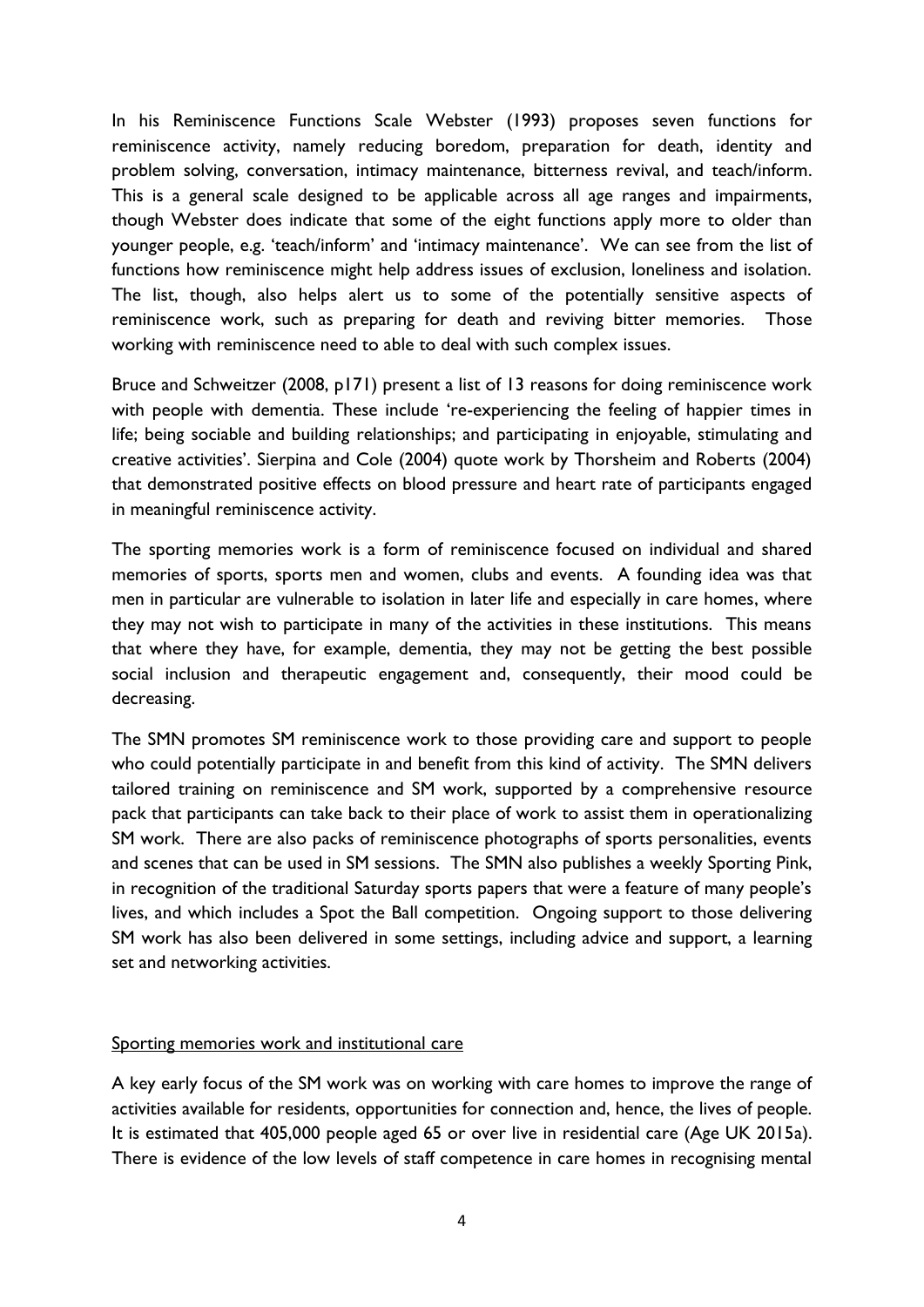In his Reminiscence Functions Scale Webster (1993) proposes seven functions for reminiscence activity, namely reducing boredom, preparation for death, identity and problem solving, conversation, intimacy maintenance, bitterness revival, and teach/inform. This is a general scale designed to be applicable across all age ranges and impairments, though Webster does indicate that some of the eight functions apply more to older than younger people, e.g. 'teach/inform' and 'intimacy maintenance'. We can see from the list of functions how reminiscence might help address issues of exclusion, loneliness and isolation. The list, though, also helps alert us to some of the potentially sensitive aspects of reminiscence work, such as preparing for death and reviving bitter memories. Those working with reminiscence need to able to deal with such complex issues.

Bruce and Schweitzer (2008, p171) present a list of 13 reasons for doing reminiscence work with people with dementia. These include 're-experiencing the feeling of happier times in life; being sociable and building relationships; and participating in enjoyable, stimulating and creative activities'. Sierpina and Cole (2004) quote work by Thorsheim and Roberts (2004) that demonstrated positive effects on blood pressure and heart rate of participants engaged in meaningful reminiscence activity.

The sporting memories work is a form of reminiscence focused on individual and shared memories of sports, sports men and women, clubs and events. A founding idea was that men in particular are vulnerable to isolation in later life and especially in care homes, where they may not wish to participate in many of the activities in these institutions. This means that where they have, for example, dementia, they may not be getting the best possible social inclusion and therapeutic engagement and, consequently, their mood could be decreasing.

The SMN promotes SM reminiscence work to those providing care and support to people who could potentially participate in and benefit from this kind of activity. The SMN delivers tailored training on reminiscence and SM work, supported by a comprehensive resource pack that participants can take back to their place of work to assist them in operationalizing SM work. There are also packs of reminiscence photographs of sports personalities, events and scenes that can be used in SM sessions. The SMN also publishes a weekly Sporting Pink, in recognition of the traditional Saturday sports papers that were a feature of many people's lives, and which includes a Spot the Ball competition. Ongoing support to those delivering SM work has also been delivered in some settings, including advice and support, a learning set and networking activities.

## Sporting memories work and institutional care

A key early focus of the SM work was on working with care homes to improve the range of activities available for residents, opportunities for connection and, hence, the lives of people. It is estimated that 405,000 people aged 65 or over live in residential care (Age UK 2015a). There is evidence of the low levels of staff competence in care homes in recognising mental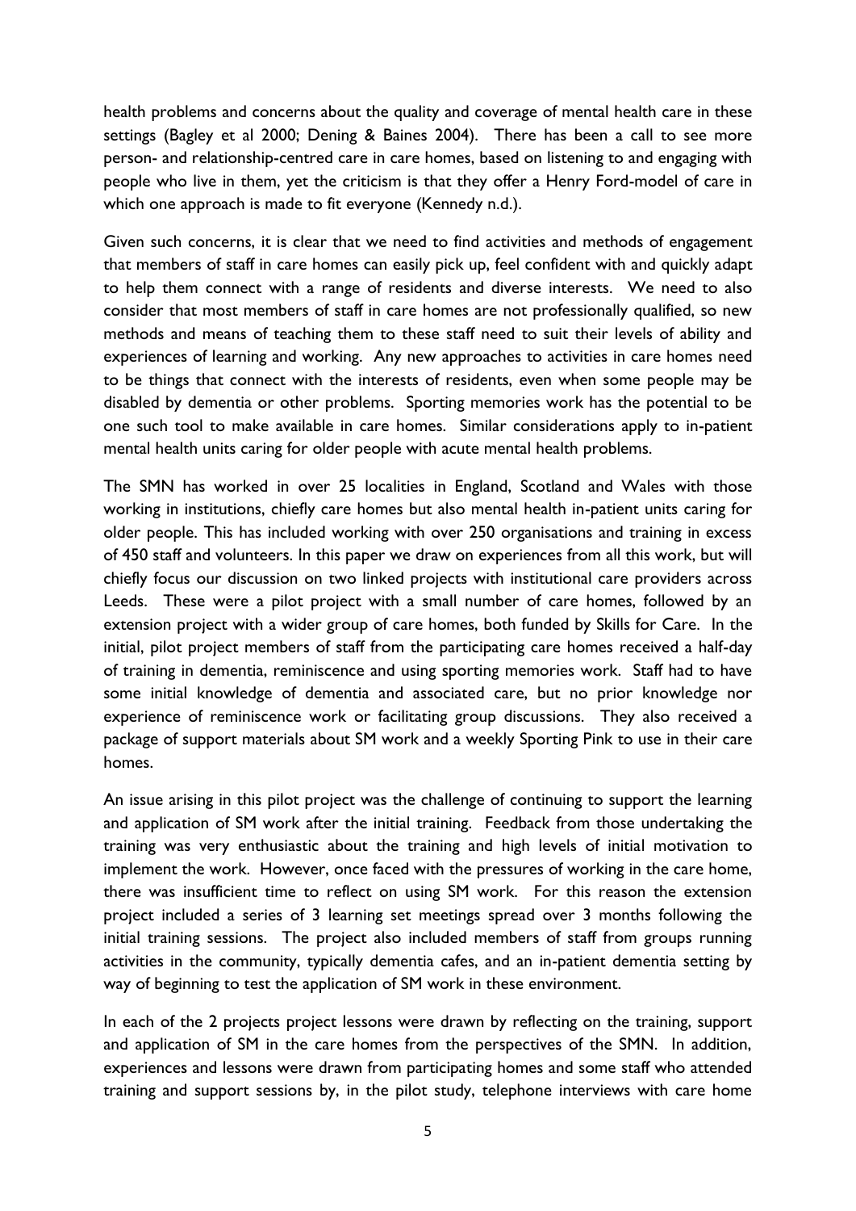health problems and concerns about the quality and coverage of mental health care in these settings (Bagley et al 2000; Dening & Baines 2004). There has been a call to see more person- and relationship-centred care in care homes, based on listening to and engaging with people who live in them, yet the criticism is that they offer a Henry Ford-model of care in which one approach is made to fit everyone (Kennedy n.d.).

Given such concerns, it is clear that we need to find activities and methods of engagement that members of staff in care homes can easily pick up, feel confident with and quickly adapt to help them connect with a range of residents and diverse interests. We need to also consider that most members of staff in care homes are not professionally qualified, so new methods and means of teaching them to these staff need to suit their levels of ability and experiences of learning and working. Any new approaches to activities in care homes need to be things that connect with the interests of residents, even when some people may be disabled by dementia or other problems. Sporting memories work has the potential to be one such tool to make available in care homes. Similar considerations apply to in-patient mental health units caring for older people with acute mental health problems.

The SMN has worked in over 25 localities in England, Scotland and Wales with those working in institutions, chiefly care homes but also mental health in-patient units caring for older people. This has included working with over 250 organisations and training in excess of 450 staff and volunteers. In this paper we draw on experiences from all this work, but will chiefly focus our discussion on two linked projects with institutional care providers across Leeds. These were a pilot project with a small number of care homes, followed by an extension project with a wider group of care homes, both funded by Skills for Care. In the initial, pilot project members of staff from the participating care homes received a half-day of training in dementia, reminiscence and using sporting memories work. Staff had to have some initial knowledge of dementia and associated care, but no prior knowledge nor experience of reminiscence work or facilitating group discussions. They also received a package of support materials about SM work and a weekly Sporting Pink to use in their care homes.

An issue arising in this pilot project was the challenge of continuing to support the learning and application of SM work after the initial training. Feedback from those undertaking the training was very enthusiastic about the training and high levels of initial motivation to implement the work. However, once faced with the pressures of working in the care home, there was insufficient time to reflect on using SM work. For this reason the extension project included a series of 3 learning set meetings spread over 3 months following the initial training sessions. The project also included members of staff from groups running activities in the community, typically dementia cafes, and an in-patient dementia setting by way of beginning to test the application of SM work in these environment.

In each of the 2 projects project lessons were drawn by reflecting on the training, support and application of SM in the care homes from the perspectives of the SMN. In addition, experiences and lessons were drawn from participating homes and some staff who attended training and support sessions by, in the pilot study, telephone interviews with care home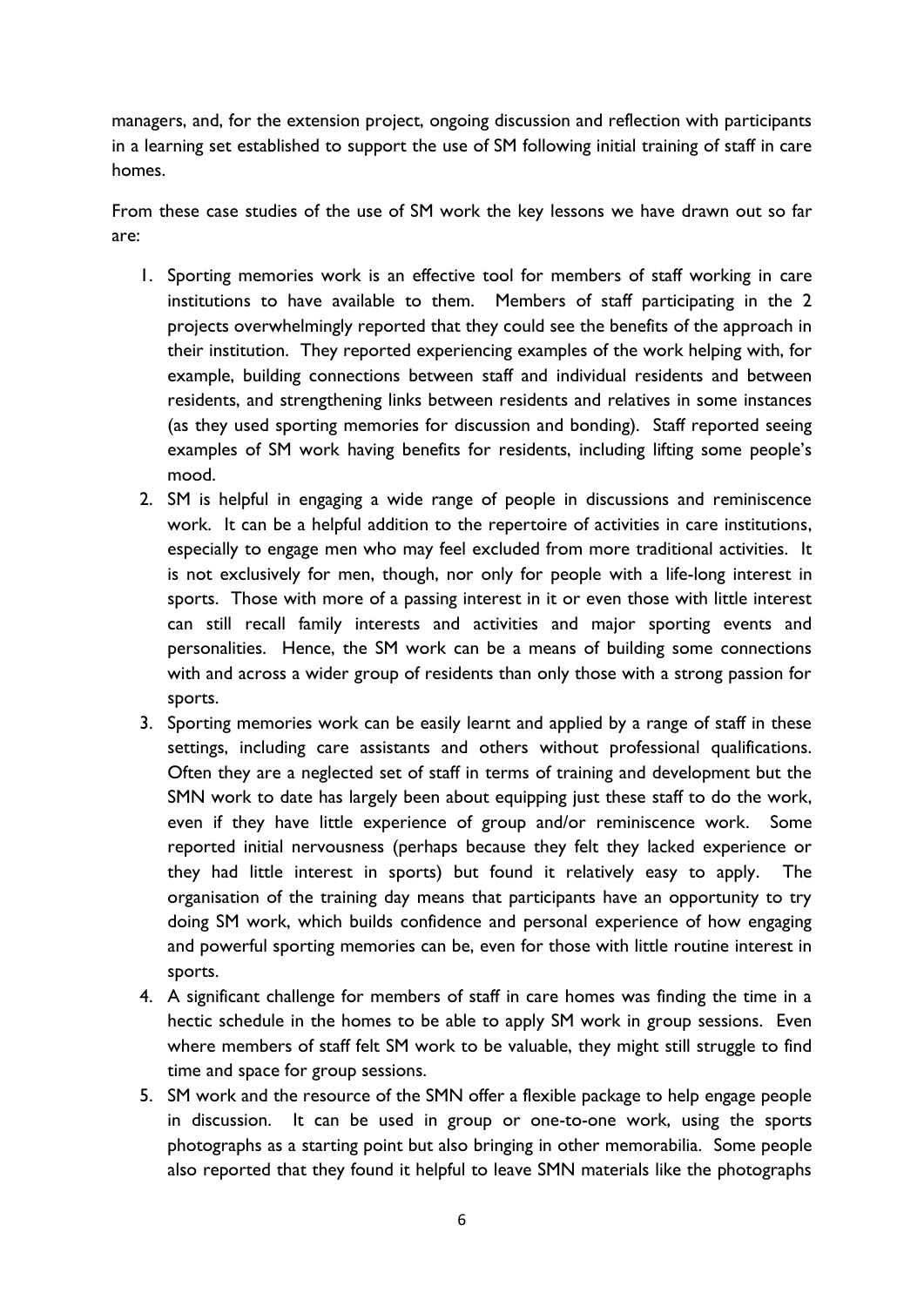managers, and, for the extension project, ongoing discussion and reflection with participants in a learning set established to support the use of SM following initial training of staff in care homes.

From these case studies of the use of SM work the key lessons we have drawn out so far are:

1. Sporting memories work is an effective tool for members of staff working in care institutions to have available to them. Members of staff participating in the 2 projects overwhelmingly reported that they could see the benefits of the approach in their institution. They reported experiencing examples of the work helping with, for example, building connections between staff and individual residents and between residents, and strengthening links between residents and relatives in some instances (as they used sporting memories for discussion and bonding). Staff reported seeing examples of SM work having benefits for residents, including lifting some people's mood.
2. SM is helpful in engaging a wide range of people in discussions and reminiscence work. It can be a helpful addition to the repertoire of activities in care institutions, especially to engage men who may feel excluded from more traditional activities. It is not exclusively for men, though, nor only for people with a life-long interest in sports. Those with more of a passing interest in it or even those with little interest can still recall family interests and activities and major sporting events and personalities. Hence, the SM work can be a means of building some connections with and across a wider group of residents than only those with a strong passion for sports.
3. Sporting memories work can be easily learnt and applied by a range of staff in these settings, including care assistants and others without professional qualifications. Often they are a neglected set of staff in terms of training and development but the SMN work to date has largely been about equipping just these staff to do the work, even if they have little experience of group and/or reminiscence work. Some reported initial nervousness (perhaps because they felt they lacked experience or they had little interest in sports) but found it relatively easy to apply. The organisation of the training day means that participants have an opportunity to try doing SM work, which builds confidence and personal experience of how engaging and powerful sporting memories can be, even for those with little routine interest in sports.
4. A significant challenge for members of staff in care homes was finding the time in a hectic schedule in the homes to be able to apply SM work in group sessions. Even where members of staff felt SM work to be valuable, they might still struggle to find time and space for group sessions.
5. SM work and the resource of the SMN offer a flexible package to help engage people in discussion. It can be used in group or one-to-one work, using the sports photographs as a starting point but also bringing in other memorabilia. Some people also reported that they found it helpful to leave SMN materials like the photographs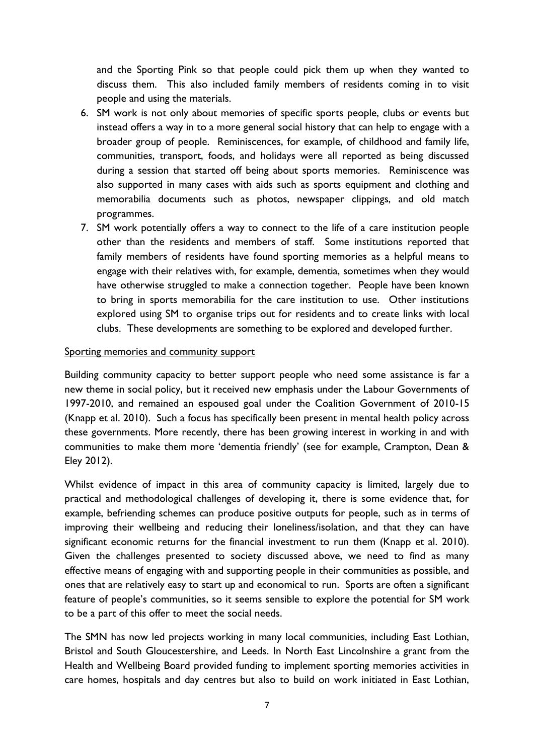and the Sporting Pink so that people could pick them up when they wanted to discuss them. This also included family members of residents coming in to visit people and using the materials.

6. SM work is not only about memories of specific sports people, clubs or events but instead offers a way in to a more general social history that can help to engage with a broader group of people. Reminiscences, for example, of childhood and family life, communities, transport, foods, and holidays were all reported as being discussed during a session that started off being about sports memories. Reminiscence was also supported in many cases with aids such as sports equipment and clothing and memorabilia documents such as photos, newspaper clippings, and old match programmes.
7. SM work potentially offers a way to connect to the life of a care institution people other than the residents and members of staff. Some institutions reported that family members of residents have found sporting memories as a helpful means to engage with their relatives with, for example, dementia, sometimes when they would have otherwise struggled to make a connection together. People have been known to bring in sports memorabilia for the care institution to use. Other institutions explored using SM to organise trips out for residents and to create links with local clubs. These developments are something to be explored and developed further.

<u>Sporting memories and community support</u>

Building community capacity to better support people who need some assistance is far a new theme in social policy, but it received new emphasis under the Labour Governments of 1997-2010, and remained an espoused goal under the Coalition Government of 2010-15 (Knapp et al. 2010). Such a focus has specifically been present in mental health policy across these governments. More recently, there has been growing interest in working in and with communities to make them more 'dementia friendly' (see for example, Crampton, Dean & Eley 2012).

Whilst evidence of impact in this area of community capacity is limited, largely due to practical and methodological challenges of developing it, there is some evidence that, for example, befriending schemes can produce positive outputs for people, such as in terms of improving their wellbeing and reducing their loneliness/isolation, and that they can have significant economic returns for the financial investment to run them (Knapp et al. 2010). Given the challenges presented to society discussed above, we need to find as many effective means of engaging with and supporting people in their communities as possible, and ones that are relatively easy to start up and economical to run. Sports are often a significant feature of people's communities, so it seems sensible to explore the potential for SM work to be a part of this offer to meet the social needs.

The SMN has now led projects working in many local communities, including East Lothian, Bristol and South Gloucestershire, and Leeds. In North East Lincolnshire a grant from the Health and Wellbeing Board provided funding to implement sporting memories activities in care homes, hospitals and day centres but also to build on work initiated in East Lothian,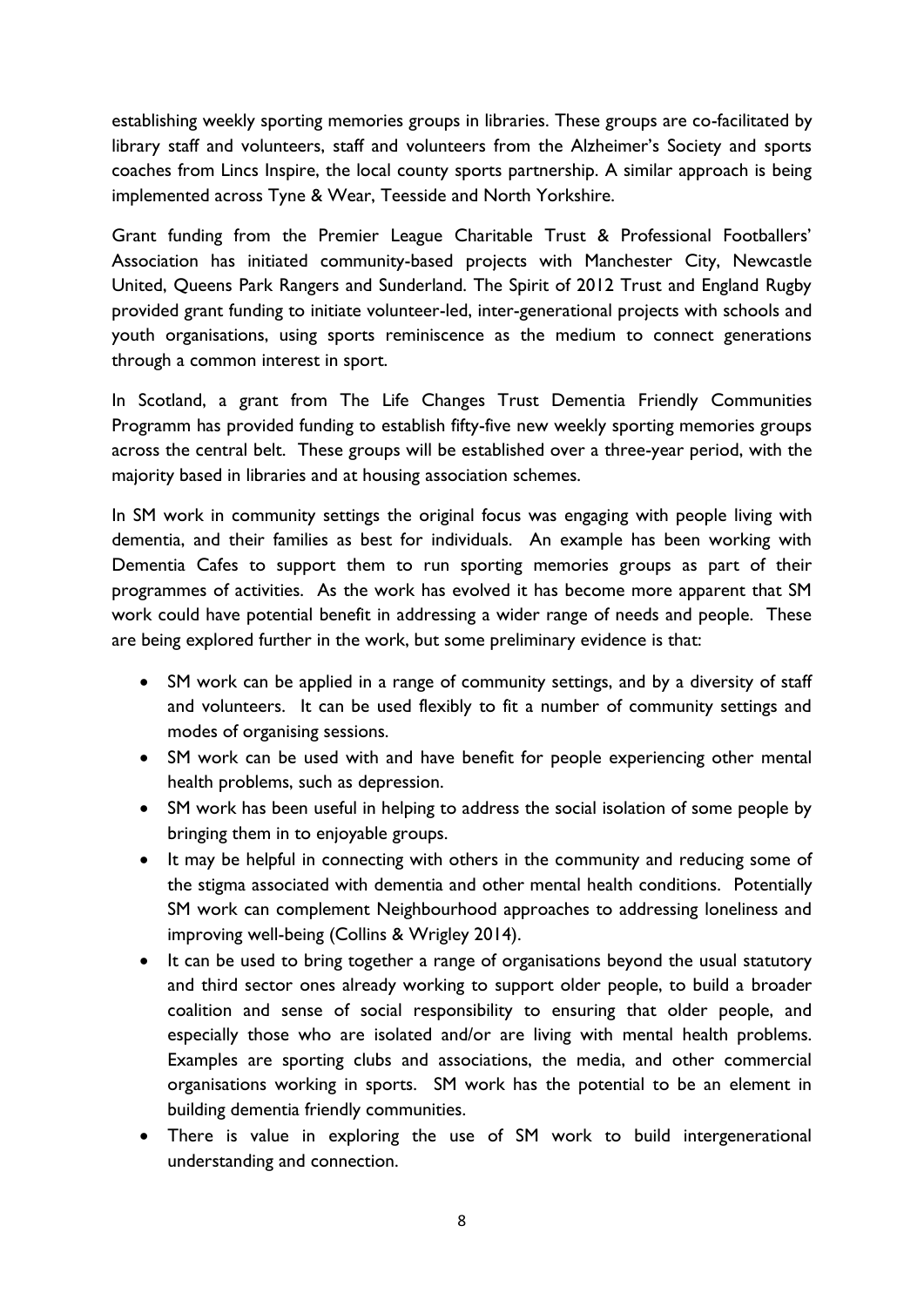establishing weekly sporting memories groups in libraries. These groups are co-facilitated by library staff and volunteers, staff and volunteers from the Alzheimer's Society and sports coaches from Lincs Inspire, the local county sports partnership. A similar approach is being implemented across Tyne & Wear, Teesside and North Yorkshire.

Grant funding from the Premier League Charitable Trust & Professional Footballers' Association has initiated community-based projects with Manchester City, Newcastle United, Queens Park Rangers and Sunderland. The Spirit of 2012 Trust and England Rugby provided grant funding to initiate volunteer-led, inter-generational projects with schools and youth organisations, using sports reminiscence as the medium to connect generations through a common interest in sport.

In Scotland, a grant from The Life Changes Trust Dementia Friendly Communities Programm has provided funding to establish fifty-five new weekly sporting memories groups across the central belt. These groups will be established over a three-year period, with the majority based in libraries and at housing association schemes.

In SM work in community settings the original focus was engaging with people living with dementia, and their families as best for individuals. An example has been working with Dementia Cafes to support them to run sporting memories groups as part of their programmes of activities. As the work has evolved it has become more apparent that SM work could have potential benefit in addressing a wider range of needs and people. These are being explored further in the work, but some preliminary evidence is that:

- SM work can be applied in a range of community settings, and by a diversity of staff and volunteers. It can be used flexibly to fit a number of community settings and modes of organising sessions.
- SM work can be used with and have benefit for people experiencing other mental health problems, such as depression.
- SM work has been useful in helping to address the social isolation of some people by bringing them in to enjoyable groups.
- It may be helpful in connecting with others in the community and reducing some of the stigma associated with dementia and other mental health conditions. Potentially SM work can complement Neighbourhood approaches to addressing loneliness and improving well-being (Collins & Wrigley 2014).
- It can be used to bring together a range of organisations beyond the usual statutory and third sector ones already working to support older people, to build a broader coalition and sense of social responsibility to ensuring that older people, and especially those who are isolated and/or are living with mental health problems. Examples are sporting clubs and associations, the media, and other commercial organisations working in sports. SM work has the potential to be an element in building dementia friendly communities.
- There is value in exploring the use of SM work to build intergenerational understanding and connection.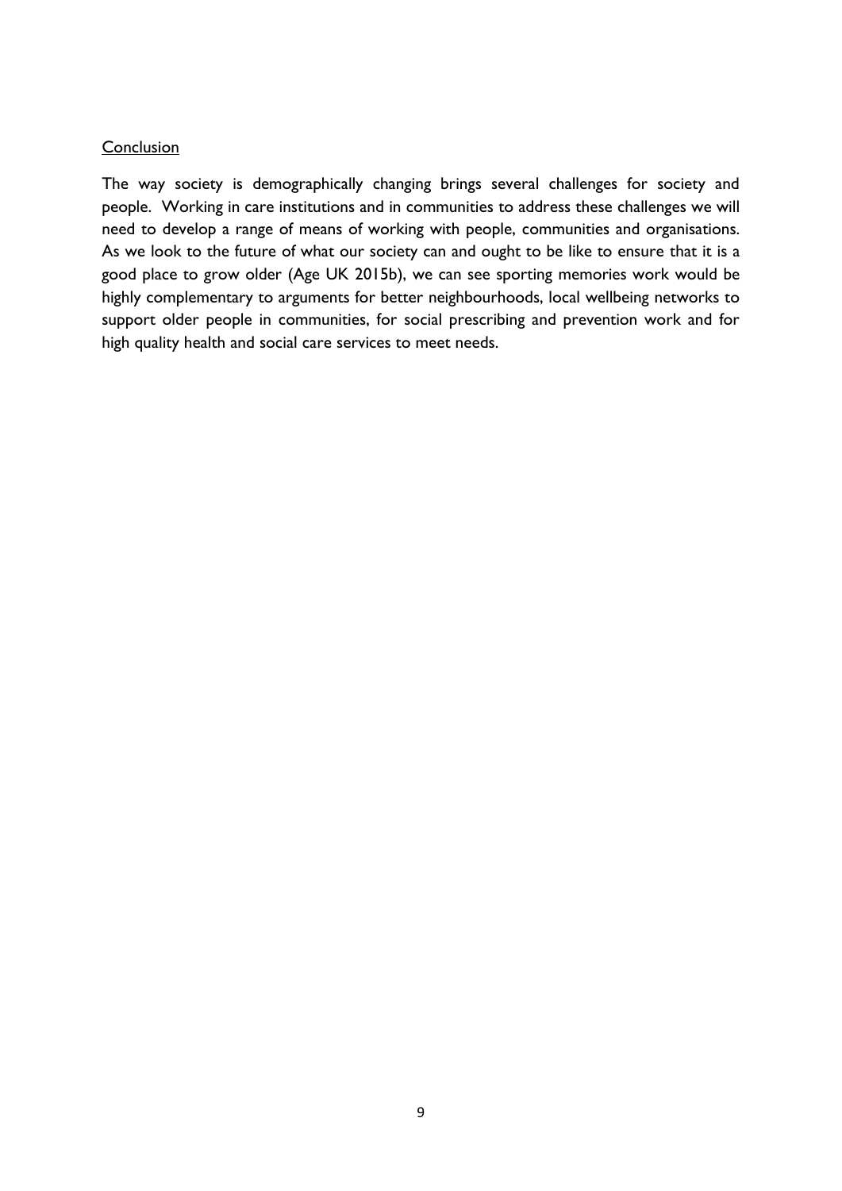## Conclusion

The way society is demographically changing brings several challenges for society and people. Working in care institutions and in communities to address these challenges we will need to develop a range of means of working with people, communities and organisations. As we look to the future of what our society can and ought to be like to ensure that it is a good place to grow older (Age UK 2015b), we can see sporting memories work would be highly complementary to arguments for better neighbourhoods, local wellbeing networks to support older people in communities, for social prescribing and prevention work and for high quality health and social care services to meet needs.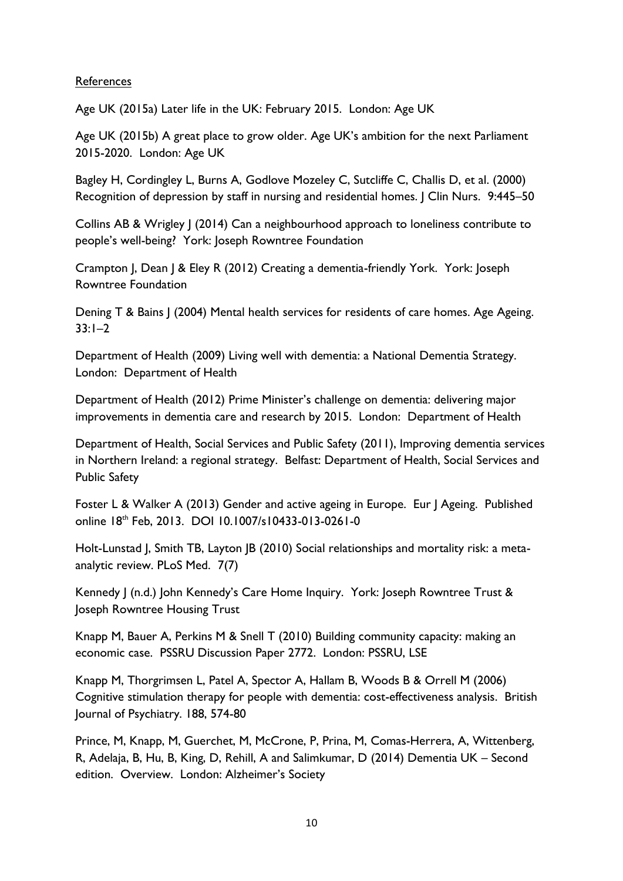References

Age UK (2015a) Later life in the UK: February 2015. London: Age UK

Age UK (2015b) A great place to grow older. Age UK's ambition for the next Parliament 2015-2020. London: Age UK

Bagley H, Cordingley L, Burns A, Godlove Mozeley C, Sutcliffe C, Challis D, et al. (2000) Recognition of depression by staff in nursing and residential homes. J Clin Nurs. 9:445–50

Collins AB & Wrigley J (2014) Can a neighbourhood approach to loneliness contribute to people's well-being? York: Joseph Rowntree Foundation

Crampton J, Dean J & Eley R (2012) Creating a dementia-friendly York. York: Joseph Rowntree Foundation

Dening T & Bains J (2004) Mental health services for residents of care homes. Age Ageing. 33:1–2

Department of Health (2009) Living well with dementia: a National Dementia Strategy. London: Department of Health

Department of Health (2012) Prime Minister's challenge on dementia: delivering major improvements in dementia care and research by 2015. London: Department of Health

Department of Health, Social Services and Public Safety (2011), Improving dementia services in Northern Ireland: a regional strategy. Belfast: Department of Health, Social Services and Public Safety

Foster L & Walker A (2013) Gender and active ageing in Europe. Eur J Ageing. Published online 18th Feb, 2013. DOI 10.1007/s10433-013-0261-0

Holt-Lunstad J, Smith TB, Layton JB (2010) Social relationships and mortality risk: a meta-analytic review. PLoS Med. 7(7)

Kennedy J (n.d.) John Kennedy's Care Home Inquiry. York: Joseph Rowntree Trust & Joseph Rowntree Housing Trust

Knapp M, Bauer A, Perkins M & Snell T (2010) Building community capacity: making an economic case. PSSRU Discussion Paper 2772. London: PSSRU, LSE

Knapp M, Thorgrimsen L, Patel A, Spector A, Hallam B, Woods B & Orrell M (2006) Cognitive stimulation therapy for people with dementia: cost-effectiveness analysis. British Journal of Psychiatry. 188, 574-80

Prince, M, Knapp, M, Guerchet, M, McCrone, P, Prina, M, Comas-Herrera, A, Wittenberg, R, Adelaja, B, Hu, B, King, D, Rehill, A and Salimkumar, D (2014) Dementia UK – Second edition. Overview. London: Alzheimer's Society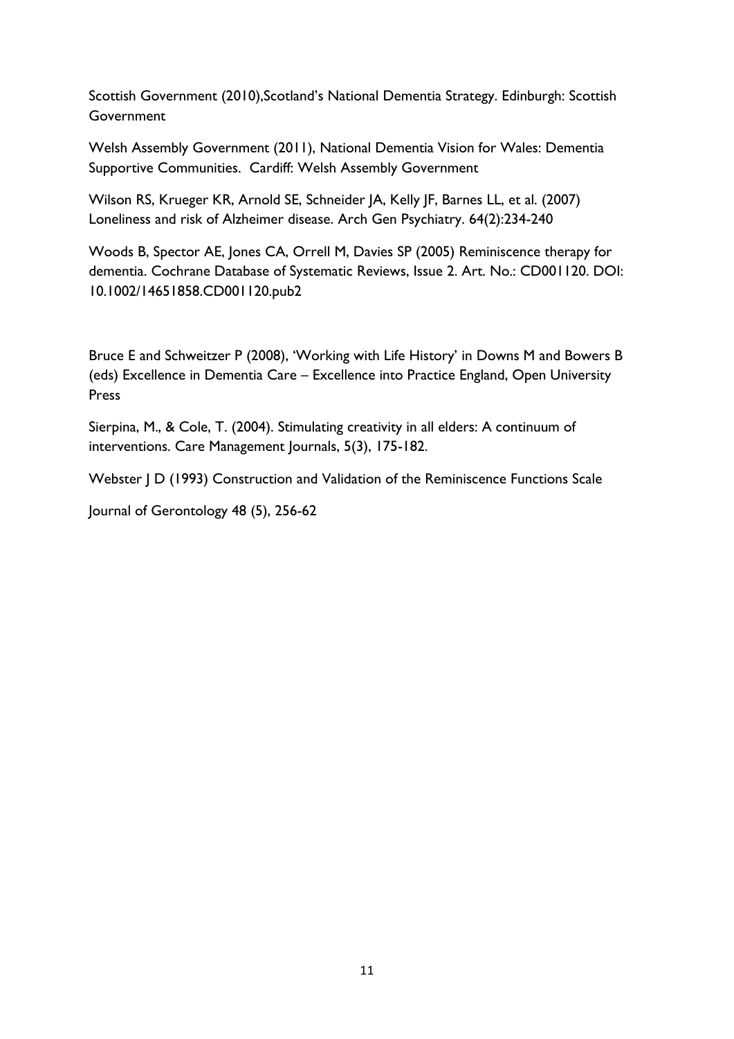Scottish Government (2010),Scotland's National Dementia Strategy. Edinburgh: Scottish Government

Welsh Assembly Government (2011), National Dementia Vision for Wales: Dementia Supportive Communities. Cardiff: Welsh Assembly Government

Wilson RS, Krueger KR, Arnold SE, Schneider JA, Kelly JF, Barnes LL, et al. (2007) Loneliness and risk of Alzheimer disease. Arch Gen Psychiatry. 64(2):234-240

Woods B, Spector AE, Jones CA, Orrell M, Davies SP (2005) Reminiscence therapy for dementia. Cochrane Database of Systematic Reviews, Issue 2. Art. No.: CD001120. DOI: 10.1002/14651858.CD001120.pub2

Bruce E and Schweitzer P (2008), 'Working with Life History' in Downs M and Bowers B (eds) Excellence in Dementia Care – Excellence into Practice England, Open University Press

Sierpina, M., & Cole, T. (2004). Stimulating creativity in all elders: A continuum of interventions. Care Management Journals, 5(3), 175-182.

Webster J D (1993) Construction and Validation of the Reminiscence Functions Scale

Journal of Gerontology 48 (5), 256-62